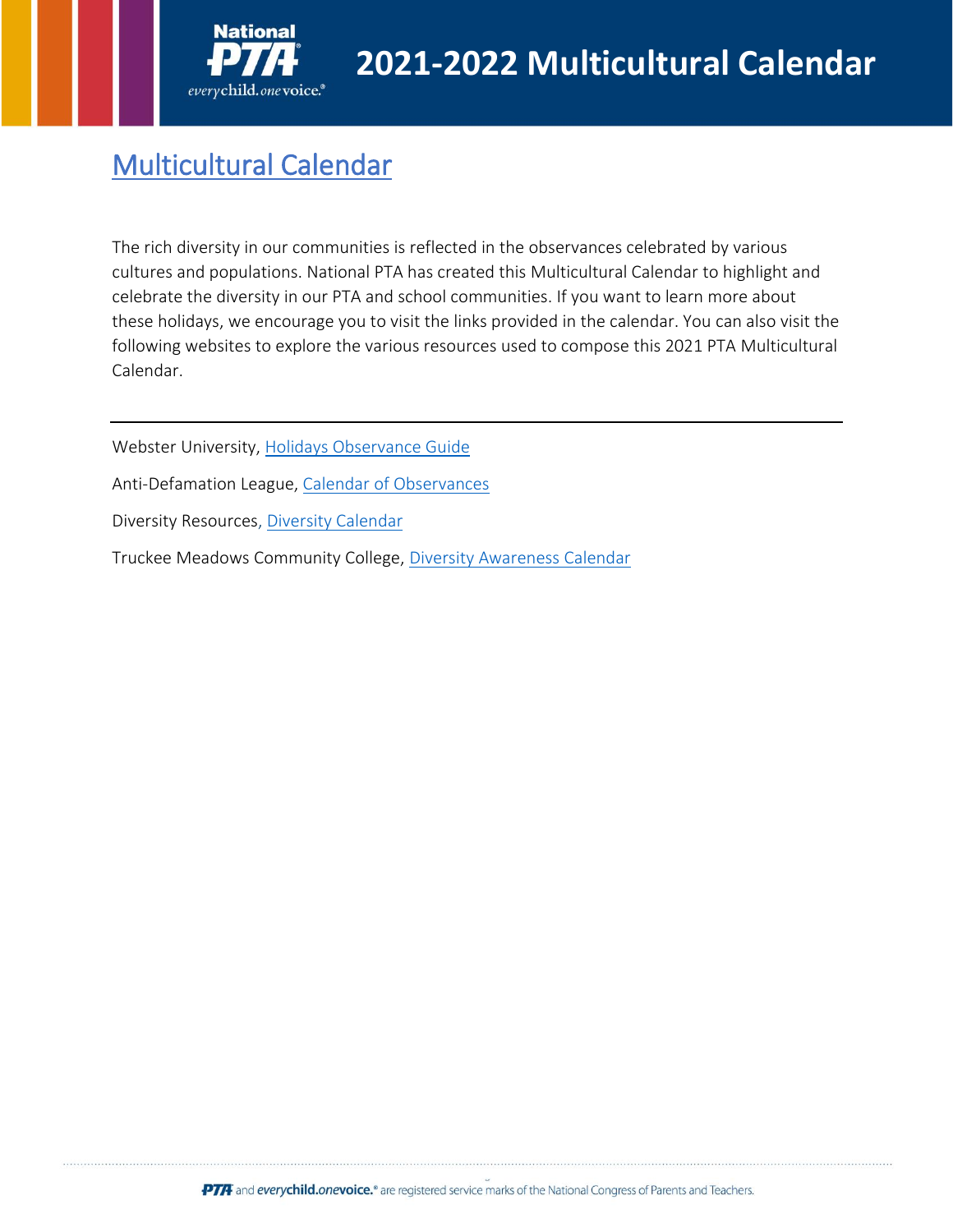# 2021-2022 Multicultural Calendar

## Multicultural Calendar

The rich diversity in our communities is reflected in the observances celebrated by various cultures and populations. National PTA has created this Multicultural Calendar to highlight and celebrate the diversity in our PTA and school communities. If you want to learn more about these holidays, we encourage you to visit the links provided in the calendar. You can also visit the following websites to explore the various resources used to compose this 2021 PTA Multicultural Calendar.

---

Webster University, Holidays Observance Guide

Anti-Defamation League, Calendar of Observances

Diversity Resources, Diversity Calendar

Truckee Meadows Community College, Diversity Awareness Calendar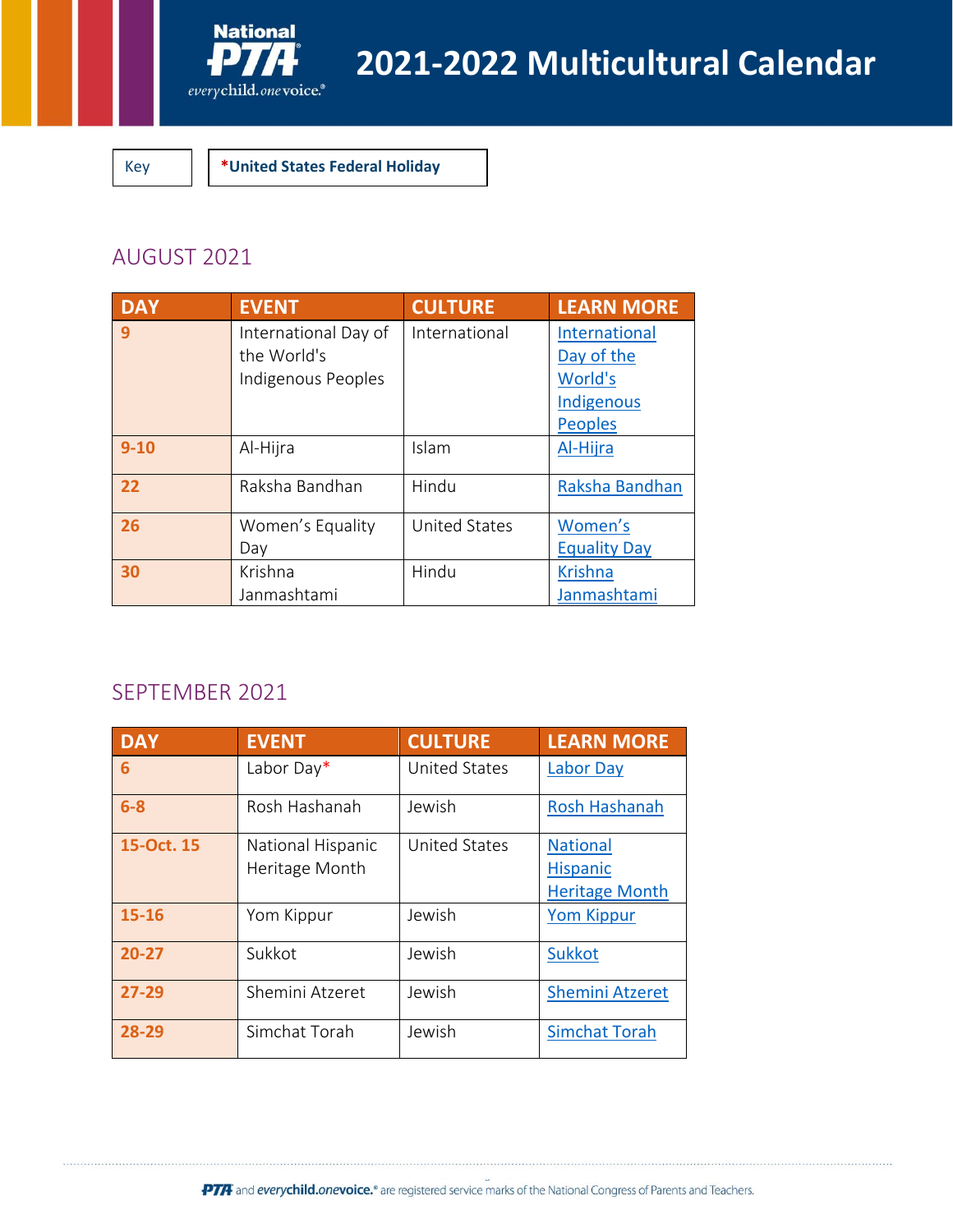# 2021-2022 Multicultural Calendar

| Key | *United States Federal Holiday |
|---|---|

## AUGUST 2021

| DAY | EVENT | CULTURE | LEARN MORE |
|---|---|---|---|
| 9 | International Day of the World's Indigenous Peoples | International | International Day of the World's Indigenous Peoples |
| 9-10 | Al-Hijra | Islam | Al-Hijra |
| 22 | Raksha Bandhan | Hindu | Raksha Bandhan |
| 26 | Women's Equality Day | United States | Women's Equality Day |
| 30 | Krishna Janmashtami | Hindu | Krishna Janmashtami |

## SEPTEMBER 2021

| DAY | EVENT | CULTURE | LEARN MORE |
|---|---|---|---|
| 6 | Labor Day* | United States | Labor Day |
| 6-8 | Rosh Hashanah | Jewish | Rosh Hashanah |
| 15-Oct. 15 | National Hispanic Heritage Month | United States | National Hispanic Heritage Month |
| 15-16 | Yom Kippur | Jewish | Yom Kippur |
| 20-27 | Sukkot | Jewish | Sukkot |
| 27-29 | Shemini Atzeret | Jewish | Shemini Atzeret |
| 28-29 | Simchat Torah | Jewish | Simchat Torah |

PTA and everychild.onevoice.® are registered service marks of the National Congress of Parents and Teachers.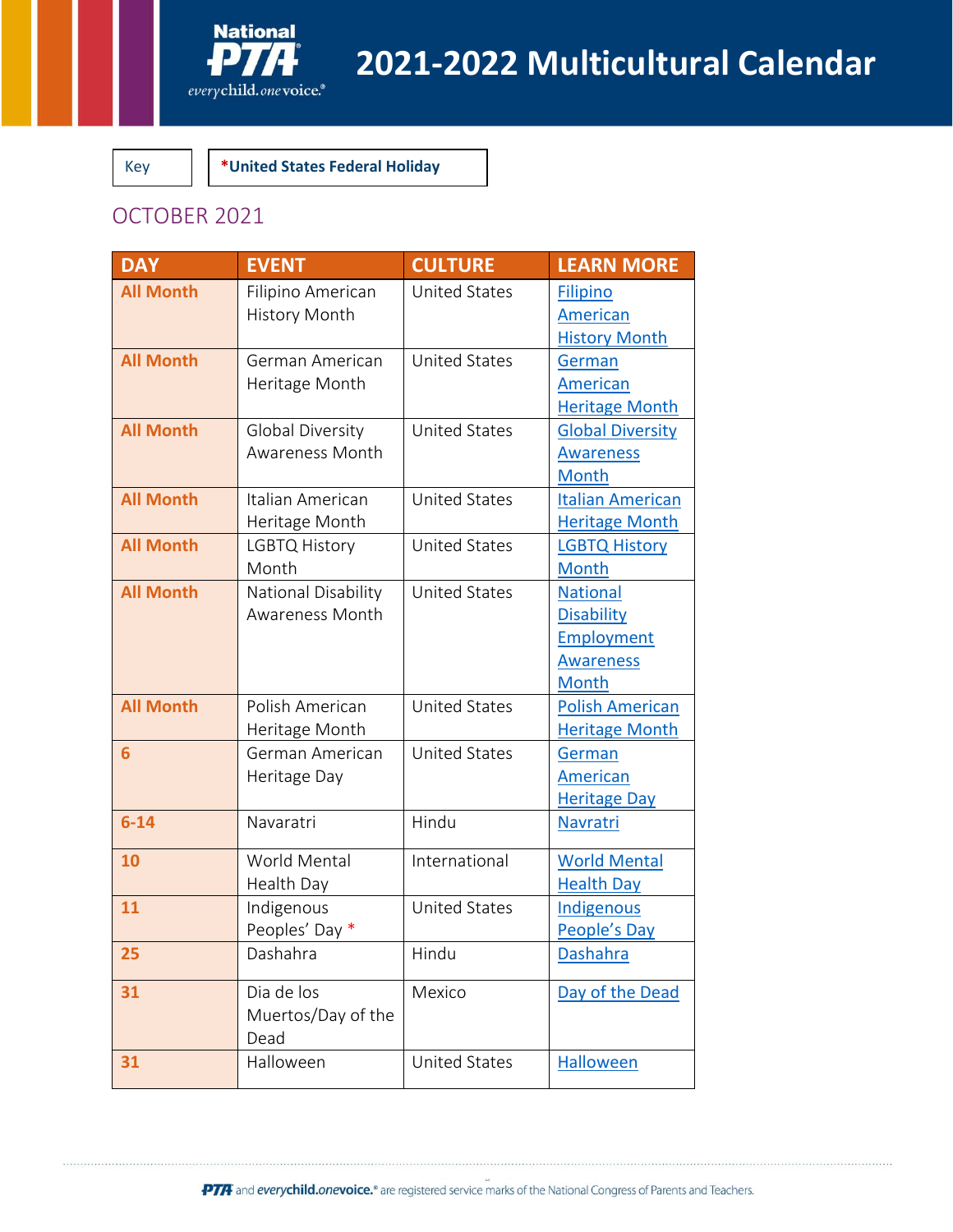# 2021-2022 Multicultural Calendar

| Key | *United States Federal Holiday |
|---|---|

## OCTOBER 2021

| DAY | EVENT | CULTURE | LEARN MORE |
|---|---|---|---|
| All Month | Filipino American History Month | United States | Filipino American History Month |
| All Month | German American Heritage Month | United States | German American Heritage Month |
| All Month | Global Diversity Awareness Month | United States | Global Diversity Awareness Month |
| All Month | Italian American Heritage Month | United States | Italian American Heritage Month |
| All Month | LGBTQ History Month | United States | LGBTQ History Month |
| All Month | National Disability Awareness Month | United States | National Disability Employment Awareness Month |
| All Month | Polish American Heritage Month | United States | Polish American Heritage Month |
| 6 | German American Heritage Day | United States | German American Heritage Day |
| 6-14 | Navaratri | Hindu | Navratri |
| 10 | World Mental Health Day | International | World Mental Health Day |
| 11 | Indigenous Peoples' Day * | United States | Indigenous People's Day |
| 25 | Dashahra | Hindu | Dashahra |
| 31 | Dia de los Muertos/Day of the Dead | Mexico | Day of the Dead |
| 31 | Halloween | United States | Halloween |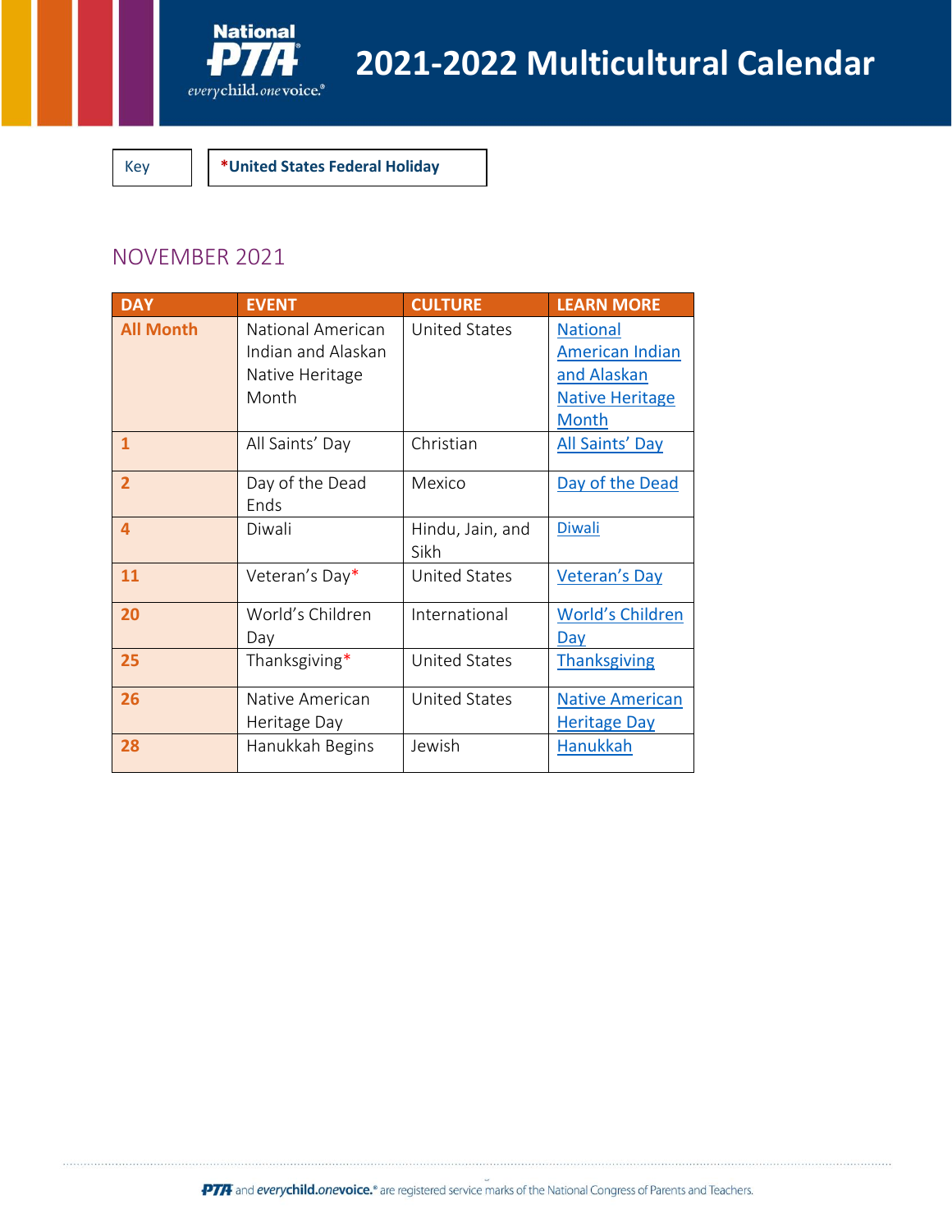# 2021-2022 Multicultural Calendar

| Key | *United States Federal Holiday |
|---|---|

## NOVEMBER 2021

| DAY | EVENT | CULTURE | LEARN MORE |
|---|---|---|---|
| All Month | National American Indian and Alaskan Native Heritage Month | United States | National American Indian and Alaskan Native Heritage Month |
| 1 | All Saints' Day | Christian | All Saints' Day |
| 2 | Day of the Dead Ends | Mexico | Day of the Dead |
| 4 | Diwali | Hindu, Jain, and Sikh | Diwali |
| 11 | Veteran's Day* | United States | Veteran's Day |
| 20 | World's Children Day | International | World's Children Day |
| 25 | Thanksgiving* | United States | Thanksgiving |
| 26 | Native American Heritage Day | United States | Native American Heritage Day |
| 28 | Hanukkah Begins | Jewish | Hanukkah |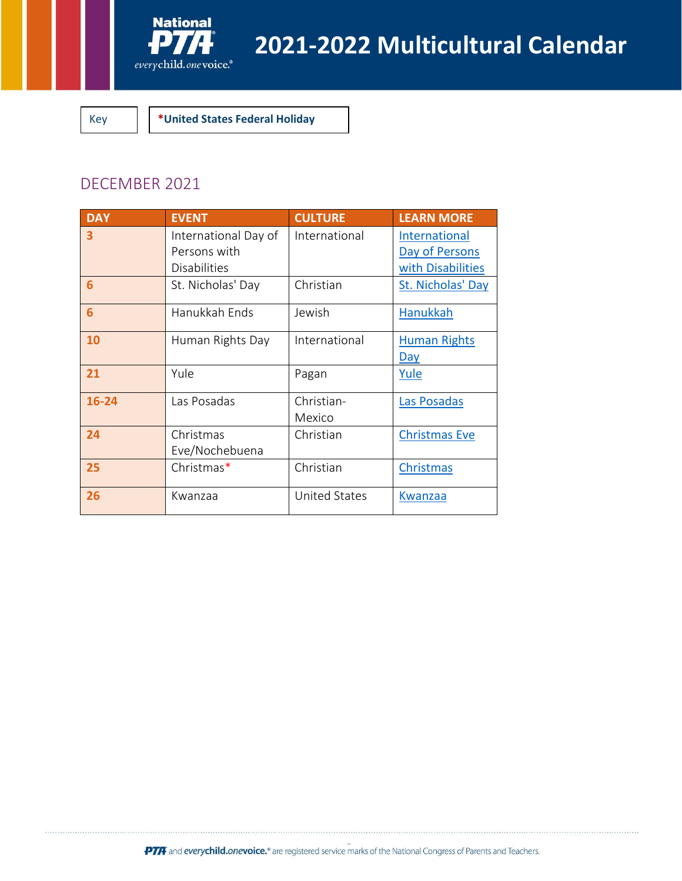# 2021-2022 Multicultural Calendar

| Key | *United States Federal Holiday |
|---|---|

## DECEMBER 2021

| DAY | EVENT | CULTURE | LEARN MORE |
|---|---|---|---|
| 3 | International Day of Persons with Disabilities | International | International Day of Persons with Disabilities |
| 6 | St. Nicholas' Day | Christian | St. Nicholas' Day |
| 6 | Hanukkah Ends | Jewish | Hanukkah |
| 10 | Human Rights Day | International | Human Rights Day |
| 21 | Yule | Pagan | Yule |
| 16-24 | Las Posadas | Christian-Mexico | Las Posadas |
| 24 | Christmas Eve/Nochebuena | Christian | Christmas Eve |
| 25 | Christmas* | Christian | Christmas |
| 26 | Kwanzaa | United States | Kwanzaa |

PTA and everychild.onevoice.® are registered service marks of the National Congress of Parents and Teachers.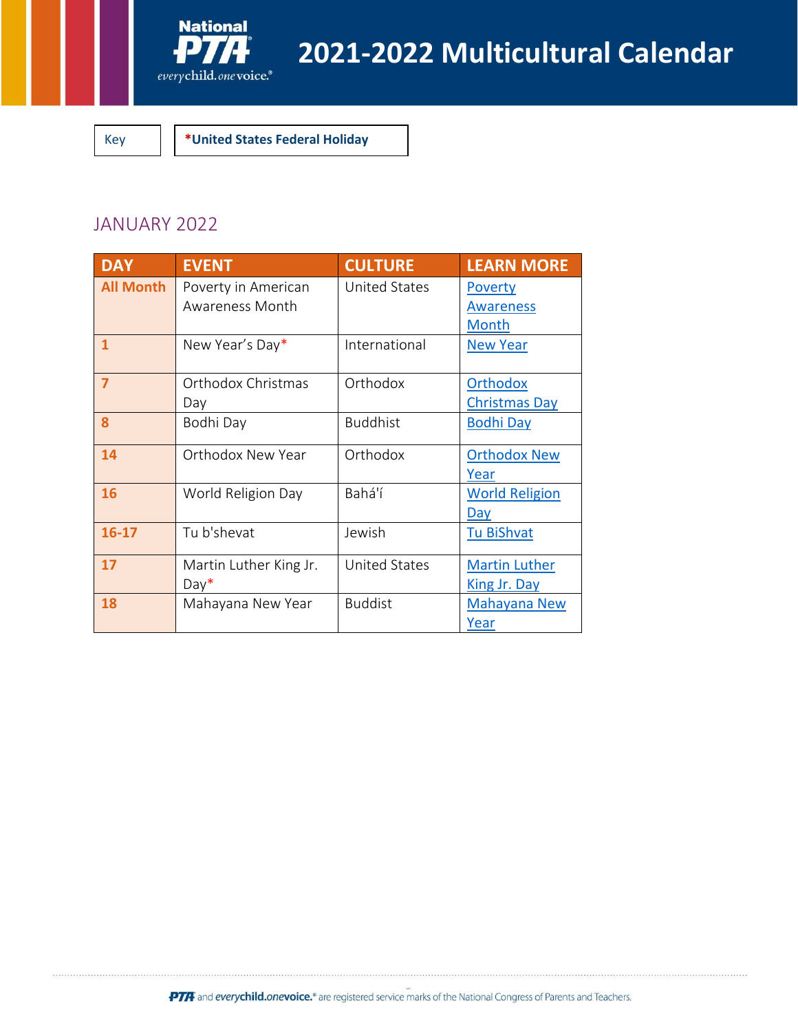# 2021-2022 Multicultural Calendar

| Key | *United States Federal Holiday |
|---|---|

## JANUARY 2022

| DAY | EVENT | CULTURE | LEARN MORE |
|---|---|---|---|
| All Month | Poverty in American Awareness Month | United States | Poverty Awareness Month |
| 1 | New Year's Day* | International | New Year |
| 7 | Orthodox Christmas Day | Orthodox | Orthodox Christmas Day |
| 8 | Bodhi Day | Buddhist | Bodhi Day |
| 14 | Orthodox New Year | Orthodox | Orthodox New Year |
| 16 | World Religion Day | Bahá'í | World Religion Day |
| 16-17 | Tu b'shevat | Jewish | Tu BiShvat |
| 17 | Martin Luther King Jr. Day* | United States | Martin Luther King Jr. Day |
| 18 | Mahayana New Year | Buddist | Mahayana New Year |

PTA and everychild.onevoice.® are registered service marks of the National Congress of Parents and Teachers.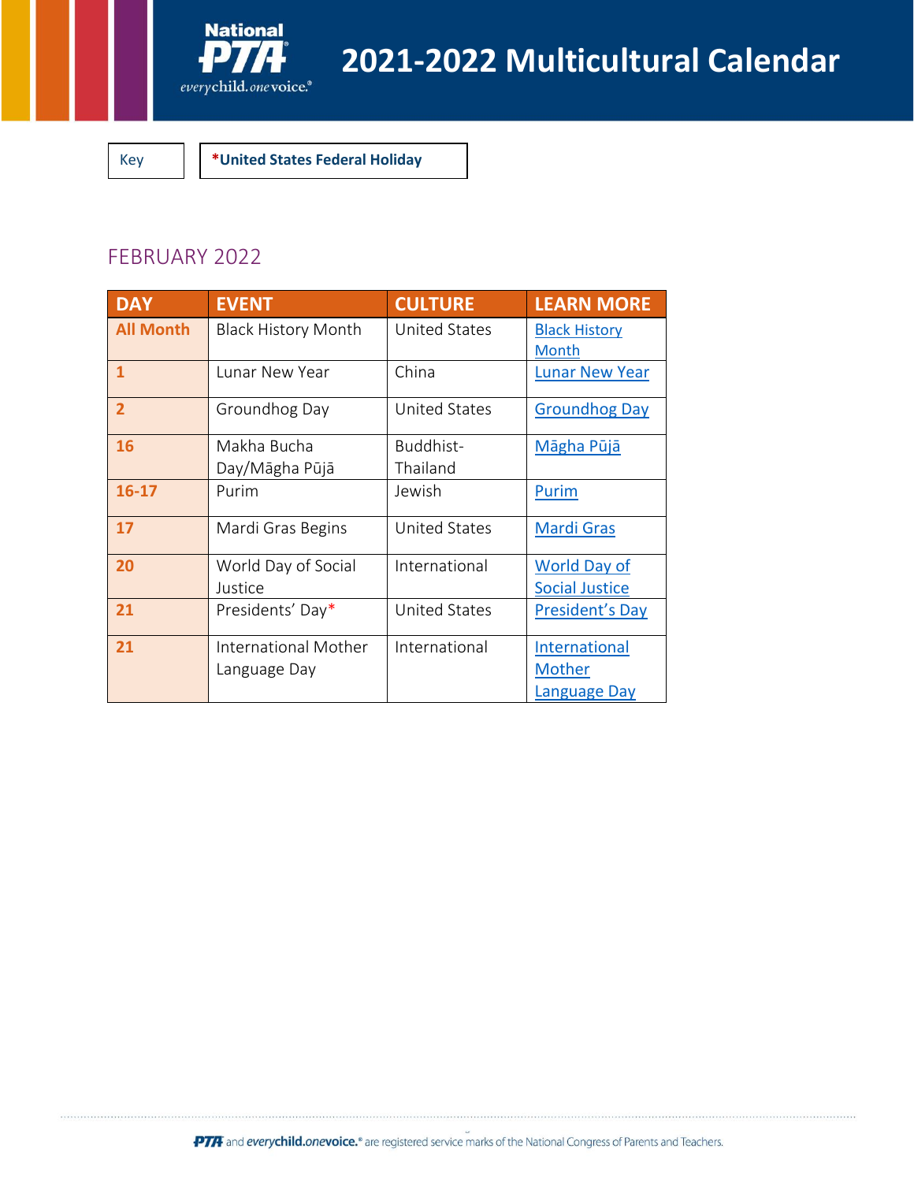# 2021-2022 Multicultural Calendar

| Key | *United States Federal Holiday |
|---|---|

## FEBRUARY 2022

| DAY | EVENT | CULTURE | LEARN MORE |
|---|---|---|---|
| All Month | Black History Month | United States | Black History Month |
| 1 | Lunar New Year | China | Lunar New Year |
| 2 | Groundhog Day | United States | Groundhog Day |
| 16 | Makha Bucha Day/Māgha Pūjā | Buddhist-Thailand | Māgha Pūjā |
| 16-17 | Purim | Jewish | Purim |
| 17 | Mardi Gras Begins | United States | Mardi Gras |
| 20 | World Day of Social Justice | International | World Day of Social Justice |
| 21 | Presidents' Day* | United States | President's Day |
| 21 | International Mother Language Day | International | International Mother Language Day |

PTA and everychild.onevoice.® are registered service marks of the National Congress of Parents and Teachers.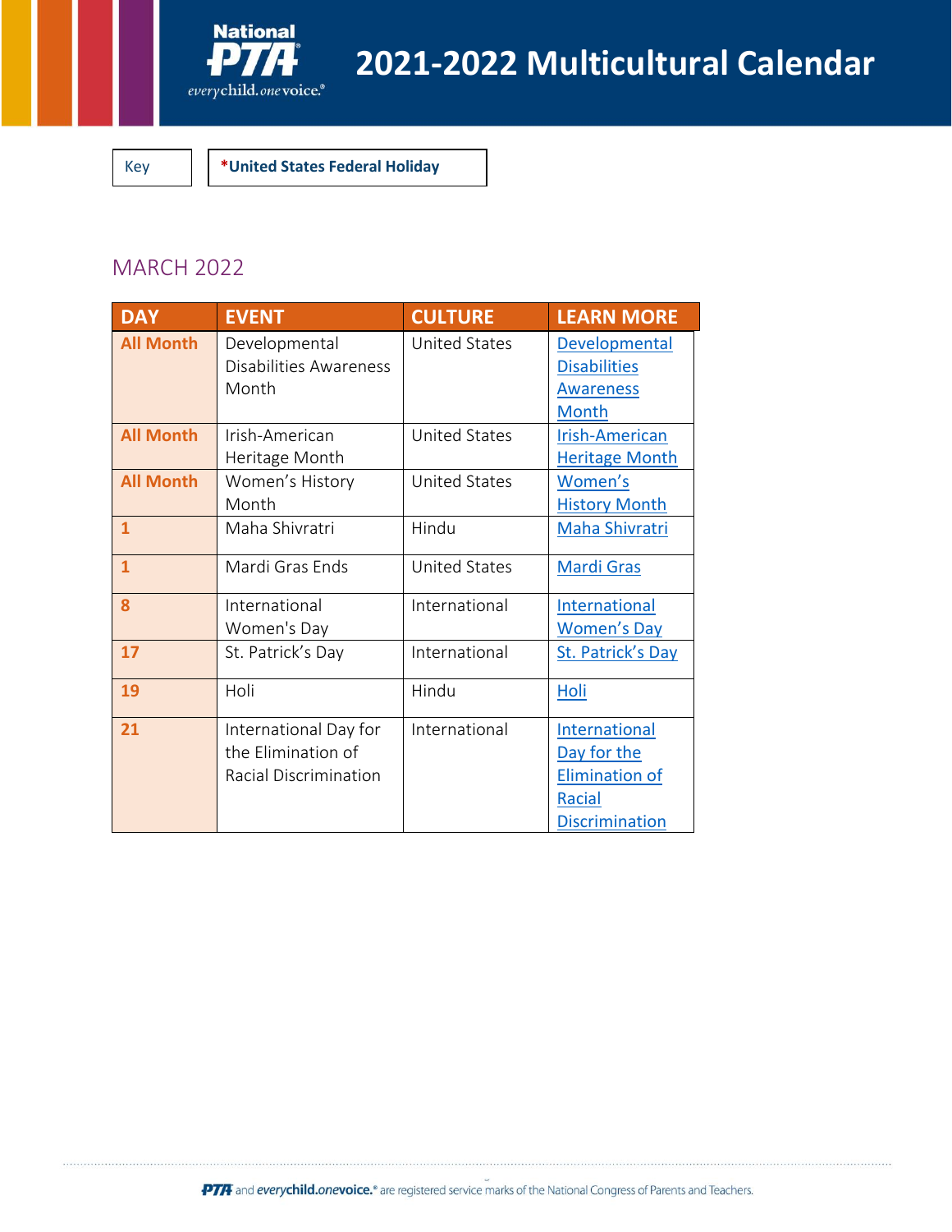# 2021-2022 Multicultural Calendar

| Key | *United States Federal Holiday |
|---|---|

## MARCH 2022

| DAY | EVENT | CULTURE | LEARN MORE |
|---|---|---|---|
| All Month | Developmental Disabilities Awareness Month | United States | Developmental Disabilities Awareness Month |
| All Month | Irish-American Heritage Month | United States | Irish-American Heritage Month |
| All Month | Women's History Month | United States | Women's History Month |
| 1 | Maha Shivratri | Hindu | Maha Shivratri |
| 1 | Mardi Gras Ends | United States | Mardi Gras |
| 8 | International Women's Day | International | International Women's Day |
| 17 | St. Patrick's Day | International | St. Patrick's Day |
| 19 | Holi | Hindu | Holi |
| 21 | International Day for the Elimination of Racial Discrimination | International | International Day for the Elimination of Racial Discrimination |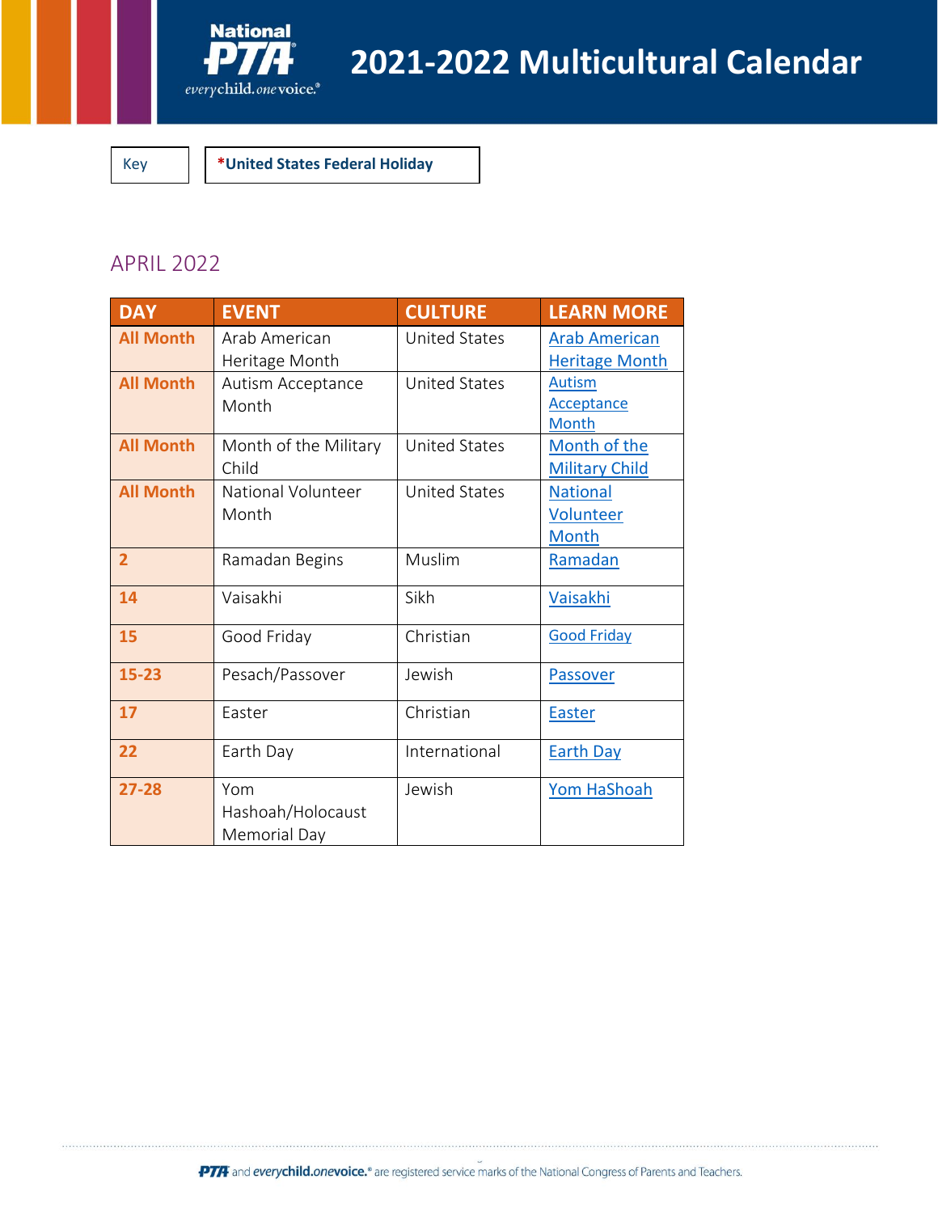# 2021-2022 Multicultural Calendar

| Key | *United States Federal Holiday |
|---|---|

## APRIL 2022

| DAY | EVENT | CULTURE | LEARN MORE |
|---|---|---|---|
| All Month | Arab American Heritage Month | United States | Arab American Heritage Month |
| All Month | Autism Acceptance Month | United States | Autism Acceptance Month |
| All Month | Month of the Military Child | United States | Month of the Military Child |
| All Month | National Volunteer Month | United States | National Volunteer Month |
| 2 | Ramadan Begins | Muslim | Ramadan |
| 14 | Vaisakhi | Sikh | Vaisakhi |
| 15 | Good Friday | Christian | Good Friday |
| 15-23 | Pesach/Passover | Jewish | Passover |
| 17 | Easter | Christian | Easter |
| 22 | Earth Day | International | Earth Day |
| 27-28 | Yom Hashoah/Holocaust Memorial Day | Jewish | Yom HaShoah |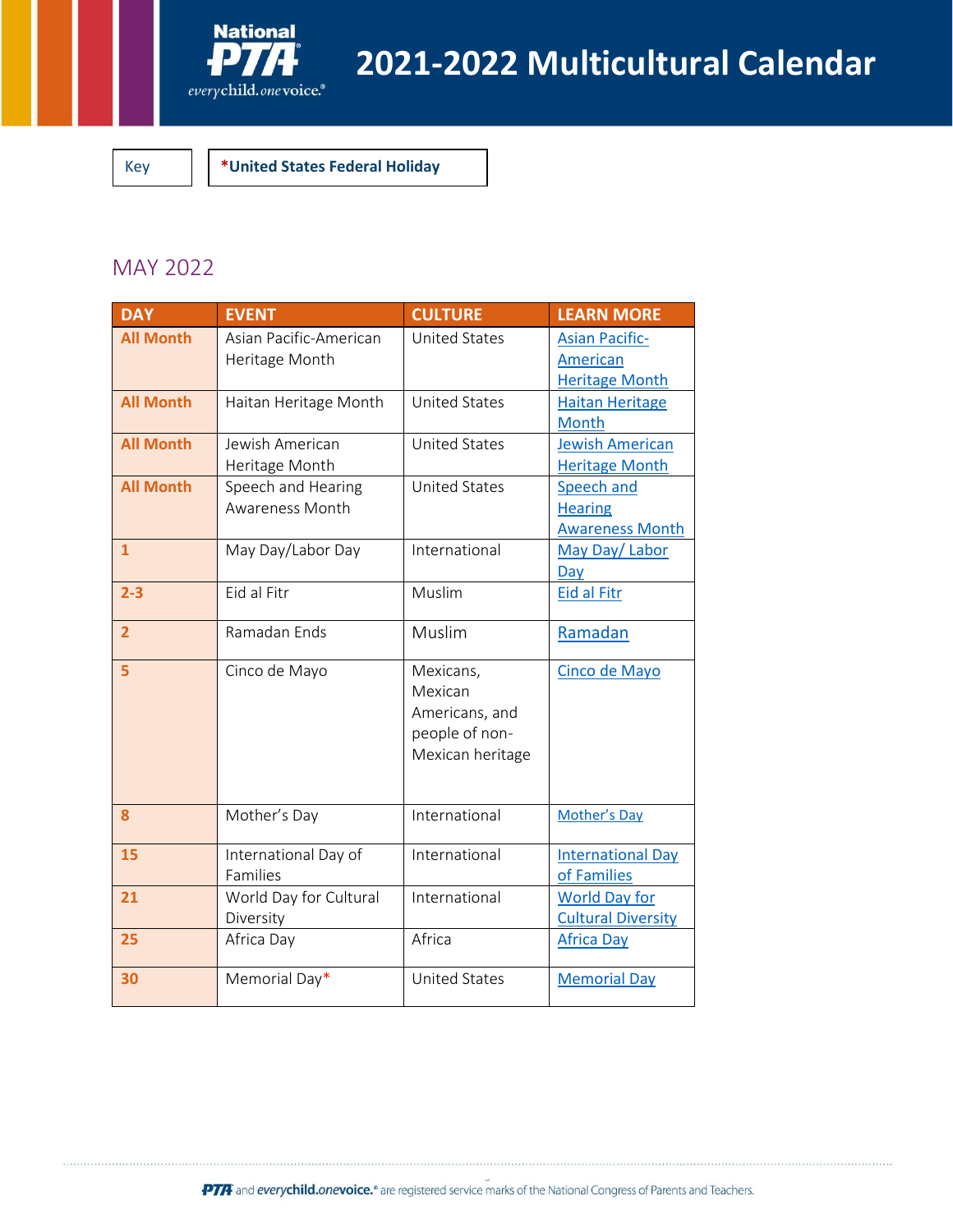# 2021-2022 Multicultural Calendar

| Key | *United States Federal Holiday |
|---|---|

## MAY 2022

| DAY | EVENT | CULTURE | LEARN MORE |
|---|---|---|---|
| All Month | Asian Pacific-American Heritage Month | United States | Asian Pacific-American Heritage Month |
| All Month | Haitan Heritage Month | United States | Haitan Heritage Month |
| All Month | Jewish American Heritage Month | United States | Jewish American Heritage Month |
| All Month | Speech and Hearing Awareness Month | United States | Speech and Hearing Awareness Month |
| 1 | May Day/Labor Day | International | May Day/ Labor Day |
| 2-3 | Eid al Fitr | Muslim | Eid al Fitr |
| 2 | Ramadan Ends | Muslim | Ramadan |
| 5 | Cinco de Mayo | Mexicans, Mexican Americans, and people of non-Mexican heritage | Cinco de Mayo |
| 8 | Mother's Day | International | Mother's Day |
| 15 | International Day of Families | International | International Day of Families |
| 21 | World Day for Cultural Diversity | International | World Day for Cultural Diversity |
| 25 | Africa Day | Africa | Africa Day |
| 30 | Memorial Day* | United States | Memorial Day |

PTA and everychild.onevoice.® are registered service marks of the National Congress of Parents and Teachers.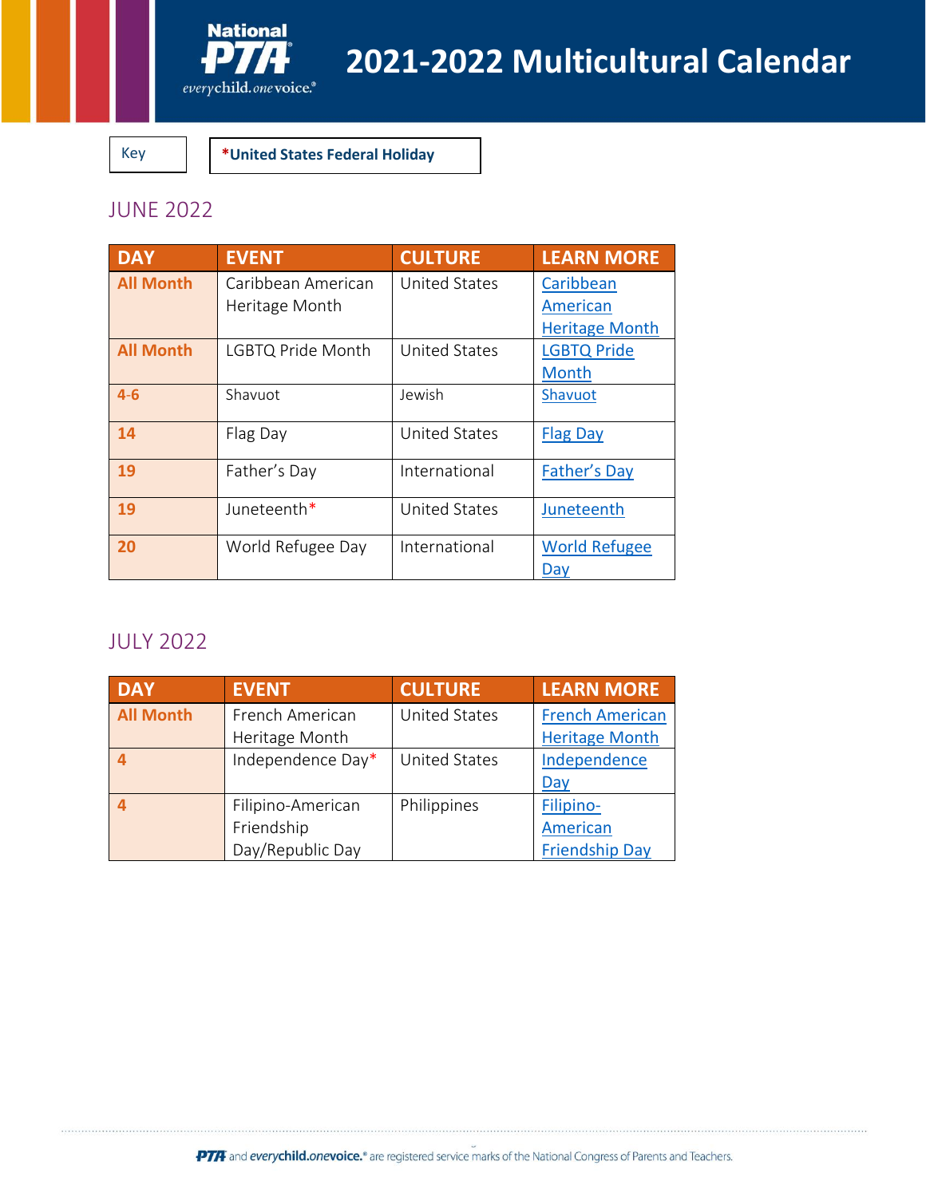# 2021-2022 Multicultural Calendar

| Key | *United States Federal Holiday |
|---|---|

## JUNE 2022

| DAY | EVENT | CULTURE | LEARN MORE |
|---|---|---|---|
| All Month | Caribbean American Heritage Month | United States | Caribbean American Heritage Month |
| All Month | LGBTQ Pride Month | United States | LGBTQ Pride Month |
| 4-6 | Shavuot | Jewish | Shavuot |
| 14 | Flag Day | United States | Flag Day |
| 19 | Father's Day | International | Father's Day |
| 19 | Juneteenth* | United States | Juneteenth |
| 20 | World Refugee Day | International | World Refugee Day |

## JULY 2022

| DAY | EVENT | CULTURE | LEARN MORE |
|---|---|---|---|
| All Month | French American Heritage Month | United States | French American Heritage Month |
| 4 | Independence Day* | United States | Independence Day |
| 4 | Filipino-American Friendship Day/Republic Day | Philippines | Filipino-American Friendship Day |

PTA and everychild.onevoice.® are registered service marks of the National Congress of Parents and Teachers.